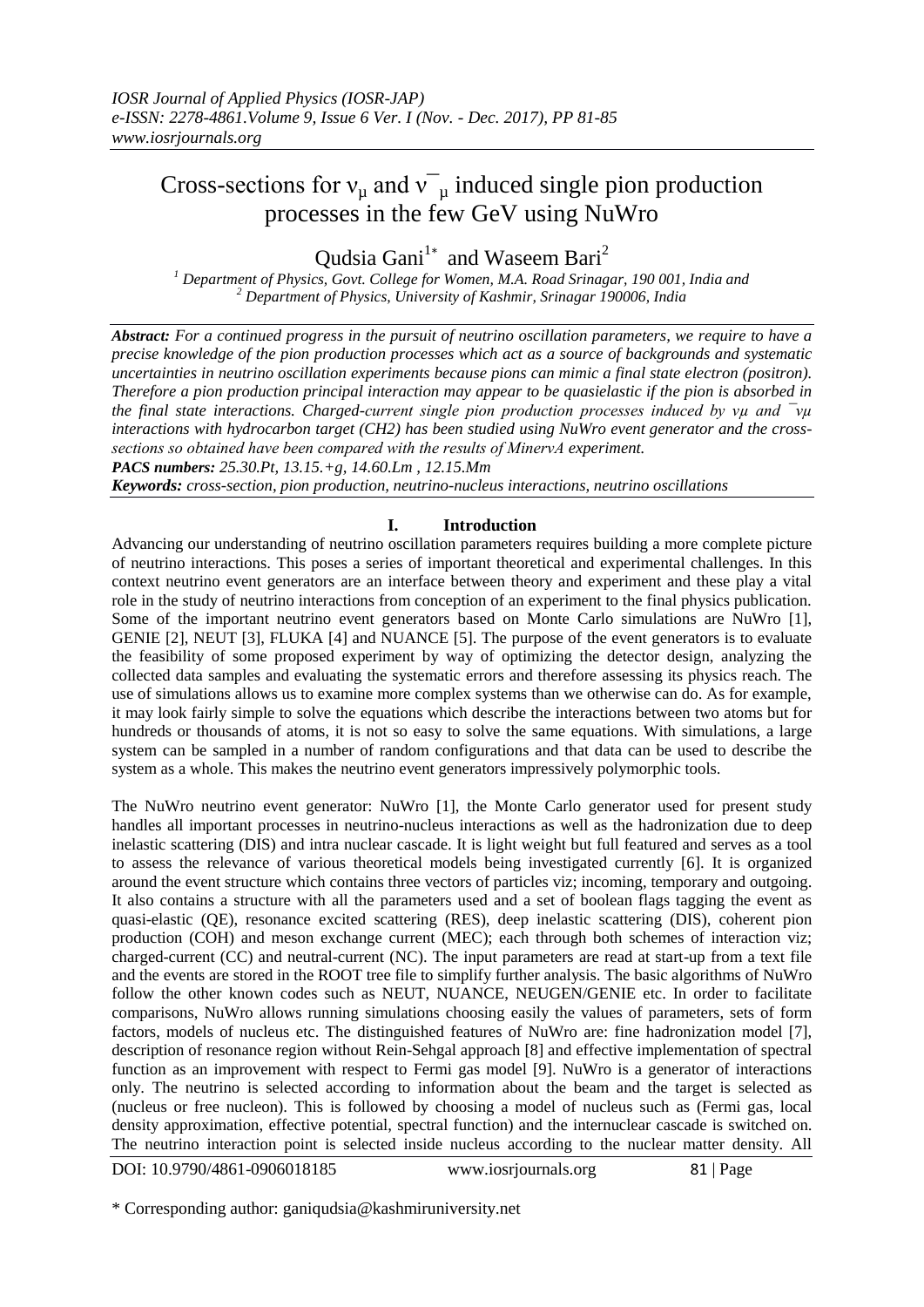# Cross-sections for $\nu_\mu$ and $\bar{\nu}_\mu$ induced single pion production processes in the few GeV using NuWro

Qudsia Gani[1*] and Waseem Bari[2]

[1] Department of Physics, Govt. College for Women, M.A. Road Srinagar, 190 001, India and
[2] Department of Physics, University of Kashmir, Srinagar 190006, India

***Abstract:*** *For a continued progress in the pursuit of neutrino oscillation parameters, we require to have a precise knowledge of the pion production processes which act as a source of backgrounds and systematic uncertainties in neutrino oscillation experiments because pions can mimic a final state electron (positron). Therefore a pion production principal interaction may appear to be quasielastic if the pion is absorbed in the final state interactions. Charged-current single pion production processes induced by $\nu_\mu$ and $\bar{\nu}_\mu$ interactions with hydrocarbon target ($CH_2$) has been studied using NuWro event generator and the cross-sections so obtained have been compared with the results of MinervA experiment.*

***PACS numbers:*** *25.30.Pt, 13.15.+g, 14.60.Lm , 12.15.Mm*

***Keywords:*** *cross-section, pion production, neutrino-nucleus interactions, neutrino oscillations*

## I. Introduction

Advancing our understanding of neutrino oscillation parameters requires building a more complete picture of neutrino interactions. This poses a series of important theoretical and experimental challenges. In this context neutrino event generators are an interface between theory and experiment and these play a vital role in the study of neutrino interactions from conception of an experiment to the final physics publication. Some of the important neutrino event generators based on Monte Carlo simulations are NuWro [1], GENIE [2], NEUT [3], FLUKA [4] and NUANCE [5]. The purpose of the event generators is to evaluate the feasibility of some proposed experiment by way of optimizing the detector design, analyzing the collected data samples and evaluating the systematic errors and therefore assessing its physics reach. The use of simulations allows us to examine more complex systems than we otherwise can do. As for example, it may look fairly simple to solve the equations which describe the interactions between two atoms but for hundreds or thousands of atoms, it is not so easy to solve the same equations. With simulations, a large system can be sampled in a number of random configurations and that data can be used to describe the system as a whole. This makes the neutrino event generators impressively polymorphic tools.

The NuWro neutrino event generator: NuWro [1], the Monte Carlo generator used for present study handles all important processes in neutrino-nucleus interactions as well as the hadronization due to deep inelastic scattering (DIS) and intra nuclear cascade. It is light weight but full featured and serves as a tool to assess the relevance of various theoretical models being investigated currently [6]. It is organized around the event structure which contains three vectors of particles viz; incoming, temporary and outgoing. It also contains a structure with all the parameters used and a set of boolean flags tagging the event as quasi-elastic (QE), resonance excited scattering (RES), deep inelastic scattering (DIS), coherent pion production (COH) and meson exchange current (MEC); each through both schemes of interaction viz; charged-current (CC) and neutral-current (NC). The input parameters are read at start-up from a text file and the events are stored in the ROOT tree file to simplify further analysis. The basic algorithms of NuWro follow the other known codes such as NEUT, NUANCE, NEUGEN/GENIE etc. In order to facilitate comparisons, NuWro allows running simulations choosing easily the values of parameters, sets of form factors, models of nucleus etc. The distinguished features of NuWro are: fine hadronization model [7], description of resonance region without Rein-Sehgal approach [8] and effective implementation of spectral function as an improvement with respect to Fermi gas model [9]. NuWro is a generator of interactions only. The neutrino is selected according to information about the beam and the target is selected as (nucleus or free nucleon). This is followed by choosing a model of nucleus such as (Fermi gas, local density approximation, effective potential, spectral function) and the internuclear cascade is switched on. The neutrino interaction point is selected inside nucleus according to the nuclear matter density. All

\* Corresponding author: ganiqudsia@kashmiruniversity.net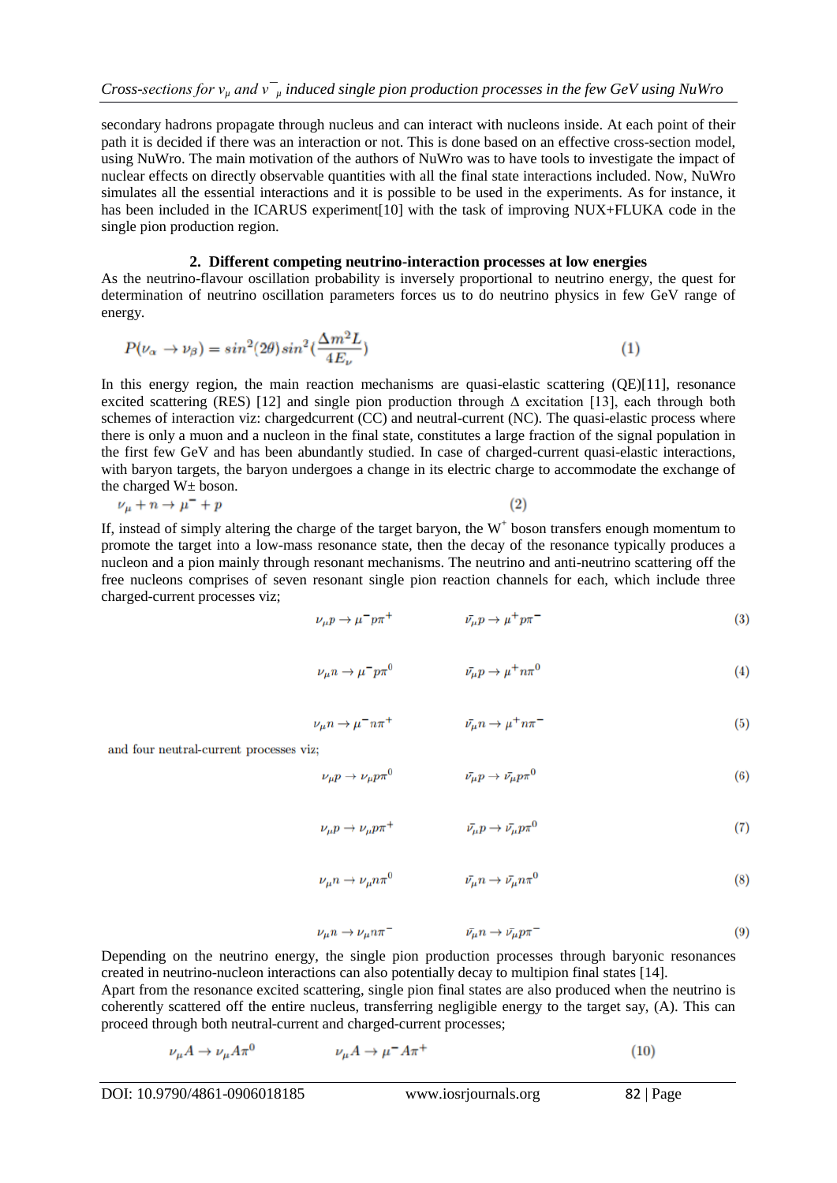secondary hadrons propagate through nucleus and can interact with nucleons inside. At each point of their path it is decided if there was an interaction or not. This is done based on an effective cross-section model, using NuWro. The main motivation of the authors of NuWro was to have tools to investigate the impact of nuclear effects on directly observable quantities with all the final state interactions included. Now, NuWro simulates all the essential interactions and it is possible to be used in the experiments. As for instance, it has been included in the ICARUS experiment[10] with the task of improving NUX+FLUKA code in the single pion production region.

## 2. Different competing neutrino-interaction processes at low energies

As the neutrino-flavour oscillation probability is inversely proportional to neutrino energy, the quest for determination of neutrino oscillation parameters forces us to do neutrino physics in few GeV range of energy.

$$P(\nu_\alpha \to \nu_\beta) = sin^2(2\theta)\, sin^2(\frac{\Delta m^2 L}{4E_\nu}) \quad (1)$$

In this energy region, the main reaction mechanisms are quasi-elastic scattering (QE)[11], resonance excited scattering (RES) [12] and single pion production through Δ excitation [13], each through both schemes of interaction viz: chargedcurrent (CC) and neutral-current (NC). The quasi-elastic process where there is only a muon and a nucleon in the final state, constitutes a large fraction of the signal population in the first few GeV and has been abundantly studied. In case of charged-current quasi-elastic interactions, with baryon targets, the baryon undergoes a change in its electric charge to accommodate the exchange of the charged W± boson.

$$\nu_\mu + n \to \mu^- + p \quad (2)$$

If, instead of simply altering the charge of the target baryon, the $W^+$ boson transfers enough momentum to promote the target into a low-mass resonance state, then the decay of the resonance typically produces a nucleon and a pion mainly through resonant mechanisms. The neutrino and anti-neutrino scattering off the free nucleons comprises of seven resonant single pion reaction channels for each, which include three charged-current processes viz;

$$\nu_\mu p \to \mu^- p \pi^+ \qquad \bar{\nu_\mu} p \to \mu^+ p \pi^- \quad (3)$$

$$\nu_\mu n \to \mu^- p \pi^0 \qquad \bar{\nu_\mu} p \to \mu^+ n \pi^0 \quad (4)$$

$$\nu_\mu n \to \mu^- n \pi^+ \qquad \bar{\nu_\mu} n \to \mu^+ n \pi^- \quad (5)$$

and four neutral-current processes viz;

$$\nu_\mu p \to \nu_\mu p \pi^0 \qquad \bar{\nu_\mu} p \to \bar{\nu_\mu} p \pi^0 \quad (6)$$

$$\nu_\mu p \to \nu_\mu p \pi^+ \qquad \bar{\nu_\mu} p \to \bar{\nu_\mu} p \pi^0 \quad (7)$$

$$\nu_\mu n \to \nu_\mu n \pi^0 \qquad \bar{\nu_\mu} n \to \bar{\nu_\mu} n \pi^0 \quad (8)$$

$$\nu_\mu n \to \nu_\mu n \pi^- \qquad \bar{\nu_\mu} n \to \bar{\nu_\mu} p \pi^- \quad (9)$$

Depending on the neutrino energy, the single pion production processes through baryonic resonances created in neutrino-nucleon interactions can also potentially decay to multipion final states [14].

Apart from the resonance excited scattering, single pion final states are also produced when the neutrino is coherently scattered off the entire nucleus, transferring negligible energy to the target say, (A). This can proceed through both neutral-current and charged-current processes;

$$\nu_\mu A \to \nu_\mu A \pi^0 \qquad \nu_\mu A \to \mu^- A \pi^+ \quad (10)$$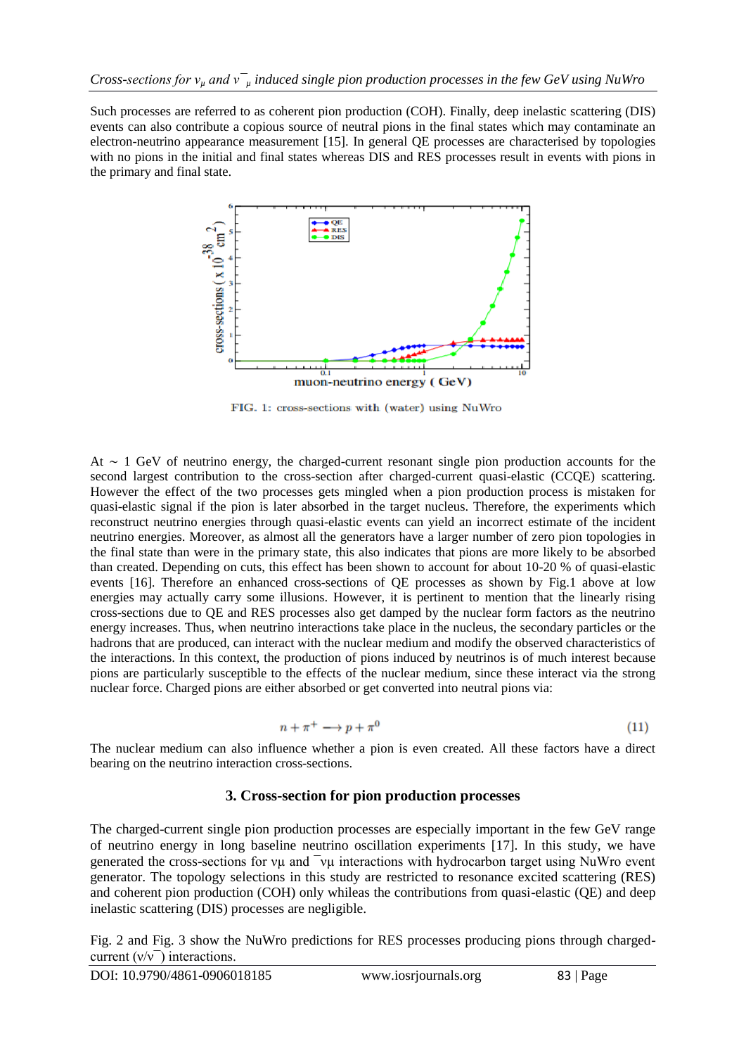Such processes are referred to as coherent pion production (COH). Finally, deep inelastic scattering (DIS) events can also contribute a copious source of neutral pions in the final states which may contaminate an electron-neutrino appearance measurement [15]. In general QE processes are characterised by topologies with no pions in the initial and final states whereas DIS and RES processes result in events with pions in the primary and final state.

FIG. 1: cross-sections with (water) using NuWro

At ∼ 1 GeV of neutrino energy, the charged-current resonant single pion production accounts for the second largest contribution to the cross-section after charged-current quasi-elastic (CCQE) scattering. However the effect of the two processes gets mingled when a pion production process is mistaken for quasi-elastic signal if the pion is later absorbed in the target nucleus. Therefore, the experiments which reconstruct neutrino energies through quasi-elastic events can yield an incorrect estimate of the incident neutrino energies. Moreover, as almost all the generators have a larger number of zero pion topologies in the final state than were in the primary state, this also indicates that pions are more likely to be absorbed than created. Depending on cuts, this effect has been shown to account for about 10-20 % of quasi-elastic events [16]. Therefore an enhanced cross-sections of QE processes as shown by Fig.1 above at low energies may actually carry some illusions. However, it is pertinent to mention that the linearly rising cross-sections due to QE and RES processes also get damped by the nuclear form factors as the neutrino energy increases. Thus, when neutrino interactions take place in the nucleus, the secondary particles or the hadrons that are produced, can interact with the nuclear medium and modify the observed characteristics of the interactions. In this context, the production of pions induced by neutrinos is of much interest because pions are particularly susceptible to the effects of the nuclear medium, since these interact via the strong nuclear force. Charged pions are either absorbed or get converted into neutral pions via:

$$n + \pi^+ \longrightarrow p + \pi^0 \tag{11}$$

The nuclear medium can also influence whether a pion is even created. All these factors have a direct bearing on the neutrino interaction cross-sections.

## 3. Cross-section for pion production processes

The charged-current single pion production processes are especially important in the few GeV range of neutrino energy in long baseline neutrino oscillation experiments [17]. In this study, we have generated the cross-sections for $\nu_\mu$ and $\bar{\nu}_\mu$ interactions with hydrocarbon target using NuWro event generator. The topology selections in this study are restricted to resonance excited scattering (RES) and coherent pion production (COH) only whileas the contributions from quasi-elastic (QE) and deep inelastic scattering (DIS) processes are negligible.

Fig. 2 and Fig. 3 show the NuWro predictions for RES processes producing pions through charged-current ($\nu/\bar{\nu}$) interactions.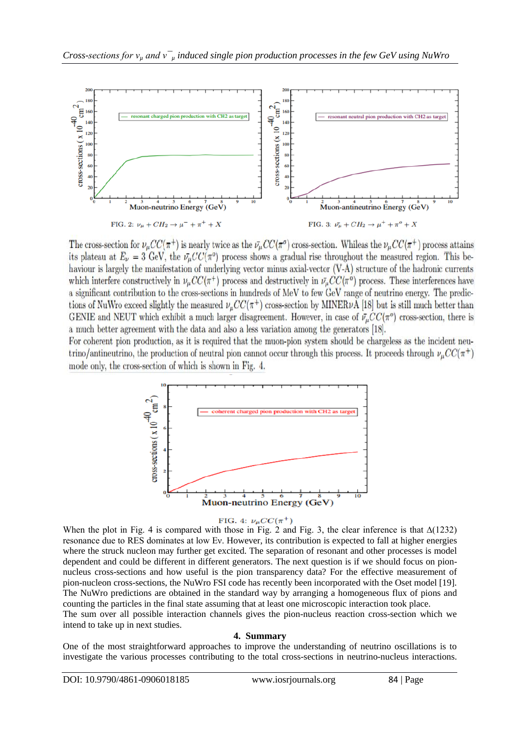FIG. 2: $\nu_\mu + CH_2 \rightarrow \mu^- + \pi^+ + X$

FIG. 3: $\bar{\nu_\mu} + CH_2 \rightarrow \mu^+ + \pi^o + X$

The cross-section for $\nu_\mu CC(\pi^+)$ is nearly twice as the $\bar{\nu}_\mu CC(\pi^0)$ cross-section. Whileas the $\nu_\mu CC(\pi^+)$ process attains its plateau at $E_\nu = 3$ GeV, the $\bar{\nu}_\mu CC(\pi^0)$ process shows a gradual rise throughout the measured region. This behaviour is largely the manifestation of underlying vector minus axial-vector (V-A) structure of the hadronic currents which interfere constructively in $\nu_\mu CC(\pi^+)$ process and destructively in $\bar{\nu}_\mu CC(\pi^0)$ process. These interferences have a significant contribution to the cross-sections in hundreds of MeV to few GeV range of neutrino energy. The predictions of NuWro exceed slightly the measured $\nu_\mu CC(\pi^+)$ cross-section by MINER$\nu$A [18] but is still much better than GENIE and NEUT which exhibit a much larger disagreement. However, in case of $\bar{\nu}_\mu CC(\pi^0)$ cross-section, there is a much better agreement with the data and also a less variation among the generators [18].

For coherent pion production, as it is required that the muon-pion system should be chargeless as the incident neutrino/antineutrino, the production of neutral pion cannot occur through this process. It proceeds through $\nu_\mu CC(\pi^+)$ mode only, the cross-section of which is shown in Fig. 4.

FIG. 4: $\nu_\mu CC(\pi^+)$

When the plot in Fig. 4 is compared with those in Fig. 2 and Fig. 3, the clear inference is that $\Delta(1232)$ resonance due to RES dominates at low Ev. However, its contribution is expected to fall at higher energies where the struck nucleon may further get excited. The separation of resonant and other processes is model dependent and could be different in different generators. The next question is if we should focus on pion-nucleus cross-sections and how useful is the pion transparency data? For the effective measurement of pion-nucleon cross-sections, the NuWro FSI code has recently been incorporated with the Oset model [19]. The NuWro predictions are obtained in the standard way by arranging a homogeneous flux of pions and counting the particles in the final state assuming that at least one microscopic interaction took place.

The sum over all possible interaction channels gives the pion-nucleus reaction cross-section which we intend to take up in next studies.

## 4. Summary

One of the most straightforward approaches to improve the understanding of neutrino oscillations is to investigate the various processes contributing to the total cross-sections in neutrino-nucleus interactions.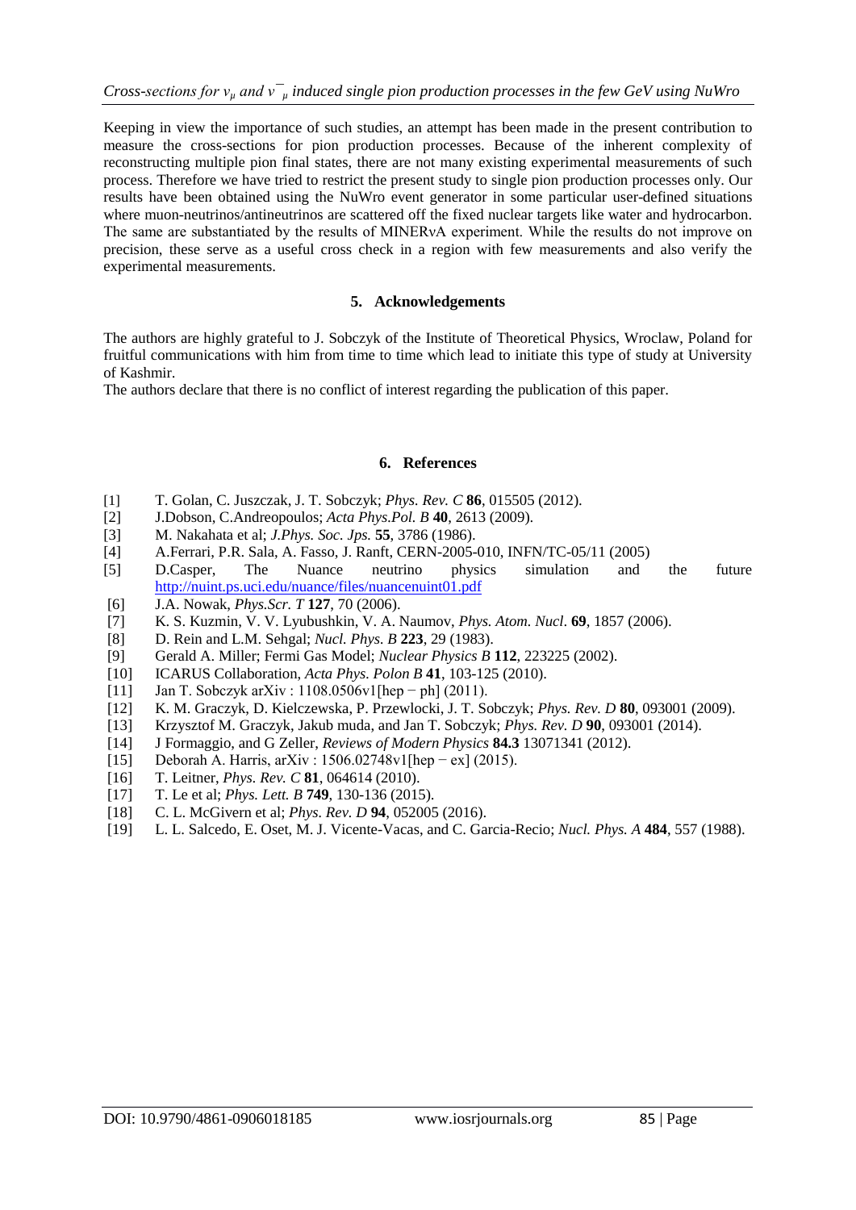Keeping in view the importance of such studies, an attempt has been made in the present contribution to measure the cross-sections for pion production processes. Because of the inherent complexity of reconstructing multiple pion final states, there are not many existing experimental measurements of such process. Therefore we have tried to restrict the present study to single pion production processes only. Our results have been obtained using the NuWro event generator in some particular user-defined situations where muon-neutrinos/antineutrinos are scattered off the fixed nuclear targets like water and hydrocarbon. The same are substantiated by the results of MINERvA experiment. While the results do not improve on precision, these serve as a useful cross check in a region with few measurements and also verify the experimental measurements.

## 5. Acknowledgements

The authors are highly grateful to J. Sobczyk of the Institute of Theoretical Physics, Wroclaw, Poland for fruitful communications with him from time to time which lead to initiate this type of study at University of Kashmir.

The authors declare that there is no conflict of interest regarding the publication of this paper.

## 6. References

[1] T. Golan, C. Juszczak, J. T. Sobczyk; *Phys. Rev. C* **86**, 015505 (2012).
[2] J.Dobson, C.Andreopoulos; *Acta Phys.Pol. B* **40**, 2613 (2009).
[3] M. Nakahata et al; *J.Phys. Soc. Jps.* **55**, 3786 (1986).
[4] A.Ferrari, P.R. Sala, A. Fasso, J. Ranft, CERN-2005-010, INFN/TC-05/11 (2005)
[5] D.Casper, The Nuance neutrino physics simulation and the future http://nuint.ps.uci.edu/nuance/files/nuancenuint01.pdf
[6] J.A. Nowak, *Phys.Scr. T* **127**, 70 (2006).
[7] K. S. Kuzmin, V. V. Lyubushkin, V. A. Naumov, *Phys. Atom. Nucl*. **69**, 1857 (2006).
[8] D. Rein and L.M. Sehgal; *Nucl. Phys. B* **223**, 29 (1983).
[9] Gerald A. Miller; Fermi Gas Model; *Nuclear Physics B* **112**, 223225 (2002).
[10] ICARUS Collaboration, *Acta Phys. Polon B* **41**, 103-125 (2010).
[11] Jan T. Sobczyk arXiv : 1108.0506v1[hep − ph] (2011).
[12] K. M. Graczyk, D. Kielczewska, P. Przewlocki, J. T. Sobczyk; *Phys. Rev. D* **80**, 093001 (2009).
[13] Krzysztof M. Graczyk, Jakub muda, and Jan T. Sobczyk; *Phys. Rev. D* **90**, 093001 (2014).
[14] J Formaggio, and G Zeller, *Reviews of Modern Physics* **84.3** 13071341 (2012).
[15] Deborah A. Harris, arXiv : 1506.02748v1[hep − ex] (2015).
[16] T. Leitner, *Phys. Rev. C* **81**, 064614 (2010).
[17] T. Le et al; *Phys. Lett. B* **749**, 130-136 (2015).
[18] C. L. McGivern et al; *Phys. Rev. D* **94**, 052005 (2016).
[19] L. L. Salcedo, E. Oset, M. J. Vicente-Vacas, and C. Garcia-Recio; *Nucl. Phys. A* **484**, 557 (1988).